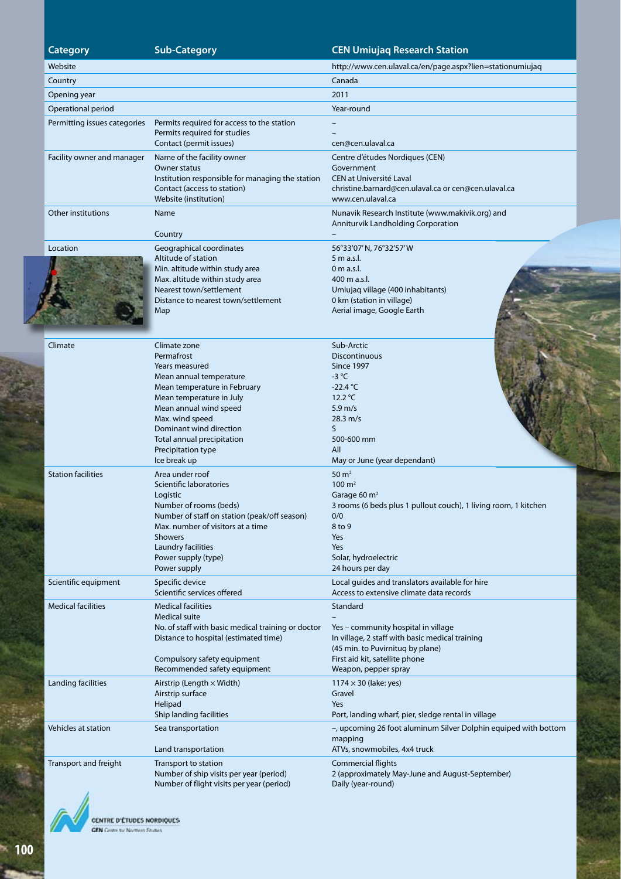| Category | Sub-Category | CEN Umiujaq Research Station |
| --- | --- | --- |
| Website | | http://www.cen.ulaval.ca/en/page.aspx?lien=stationumiujaq |
| Country | | Canada |
| Opening year | | 2011 |
| Operational period | | Year-round |
| Permitting issues categories | Permits required for access to the station | – |
| | Permits required for studies | – |
| | Contact (permit issues) | cen@cen.ulaval.ca |
| Facility owner and manager | Name of the facility owner | Centre d'études Nordiques (CEN) |
| | Owner status | Government |
| | Institution responsible for managing the station | CEN at Université Laval |
| | Contact (access to station) | christine.barnard@cen.ulaval.ca or cen@cen.ulaval.ca |
| | Website (institution) | www.cen.ulaval.ca |
| Other institutions | Name | Nunavik Research Institute (www.makivik.org) and Anniturvik Landholding Corporation |
| | Country | – |
| Location | Geographical coordinates | 56°33'07' N, 76°32'57' W |
| | Altitude of station | 5 m a.s.l. |
| | Min. altitude within study area | 0 m a.s.l. |
| | Max. altitude within study area | 400 m a.s.l. |
| | Nearest town/settlement | Umiujaq village (400 inhabitants) |
| | Distance to nearest town/settlement | 0 km (station in village) |
| | Map | Aerial image, Google Earth |
| Climate | Climate zone | Sub-Arctic |
| | Permafrost | Discontinuous |
| | Years measured | Since 1997 |
| | Mean annual temperature | -3 °C |
| | Mean temperature in February | -22.4 °C |
| | Mean temperature in July | 12.2 °C |
| | Mean annual wind speed | 5.9 m/s |
| | Max. wind speed | 28.3 m/s |
| | Dominant wind direction | S |
| | Total annual precipitation | 500-600 mm |
| | Precipitation type | All |
| | Ice break up | May or June (year dependant) |
| Station facilities | Area under roof | 50 m² |
| | Scientific laboratories | 100 m² |
| | Logistic | Garage 60 m² |
| | Number of rooms (beds) | 3 rooms (6 beds plus 1 pullout couch), 1 living room, 1 kitchen |
| | Number of staff on station (peak/off season) | 0/0 |
| | Max. number of visitors at a time | 8 to 9 |
| | Showers | Yes |
| | Laundry facilities | Yes |
| | Power supply (type) | Solar, hydroelectric |
| | Power supply | 24 hours per day |
| Scientific equipment | Specific device | Local guides and translators available for hire |
| | Scientific services offered | Access to extensive climate data records |
| Medical facilities | Medical facilities | Standard |
| | Medical suite | – |
| | No. of staff with basic medical training or doctor | Yes – community hospital in village |
| | Distance to hospital (estimated time) | In village, 2 staff with basic medical training (45 min. to Puvirnituq by plane) |
| | Compulsory safety equipment | First aid kit, satellite phone |
| | Recommended safety equipment | Weapon, pepper spray |
| Landing facilities | Airstrip (Length × Width) | 1174 × 30 (lake: yes) |
| | Airstrip surface | Gravel |
| | Helipad | Yes |
| | Ship landing facilities | Port, landing wharf, pier, sledge rental in village |
| Vehicles at station | Sea transportation | –, upcoming 26 foot aluminum Silver Dolphin equiped with bottom mapping |
| | Land transportation | ATVs, snowmobiles, 4x4 truck |
| Transport and freight | Transport to station | Commercial flights |
| | Number of ship visits per year (period) | 2 (approximately May-June and August-September) |
| | Number of flight visits per year (period) | Daily (year-round) |

CENTRE D'ÉTUDES NORDIQUES
CEN Centre for Northern Studies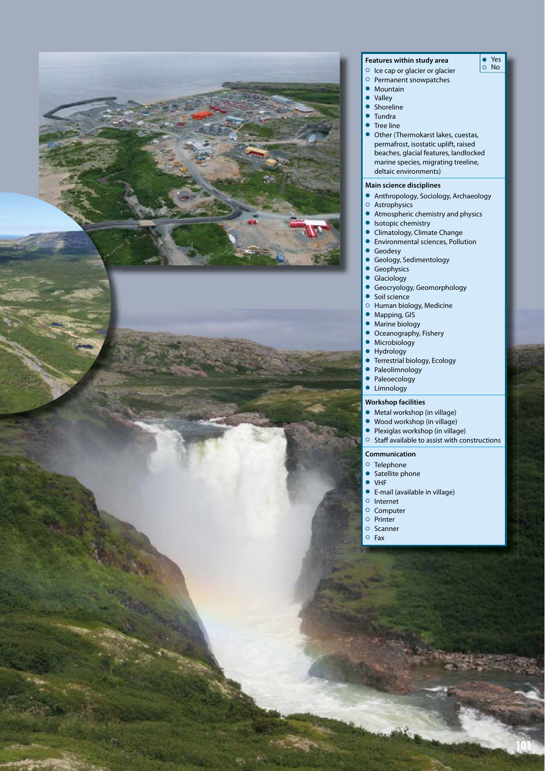## Features within study area

- ● Yes
- ○ No

- ○ Ice cap or glacier or glacier
- ○ Permanent snowpatches
- ● Mountain
- ● Valley
- ● Shoreline
- ● Tundra
- ● Tree line
- ● Other (Thermokarst lakes, cuestas, permafrost, isostatic uplift, raised beaches, glacial features, landlocked marine species, migrating treeline, deltaic environments)

## Main science disciplines

- ● Anthropology, Sociology, Archaeology
- ○ Astrophysics
- ● Atmospheric chemistry and physics
- ● Isotopic chemistry
- ● Climatology, Climate Change
- ● Environmental sciences, Pollution
- ● Geodesy
- ● Geology, Sedimentology
- ● Geophysics
- ● Glaciology
- ● Geocryology, Geomorphology
- ● Soil science
- ○ Human biology, Medicine
- ● Mapping, GIS
- ● Marine biology
- ● Oceanography, Fishery
- ● Microbiology
- ● Hydrology
- ● Terrestrial biology, Ecology
- ● Paleolimnology
- ● Paleoecology
- ● Limnology

## Workshop facilities

- ● Metal workshop (in village)
- ● Wood workshop (in village)
- ● Plexiglas workshop (in village)
- ○ Staff available to assist with constructions

## Communication

- ○ Telephone
- ● Satellite phone
- ● VHF
- ● E-mail (available in village)
- ○ Internet
- ○ Computer
- ○ Printer
- ○ Scanner
- ○ Fax